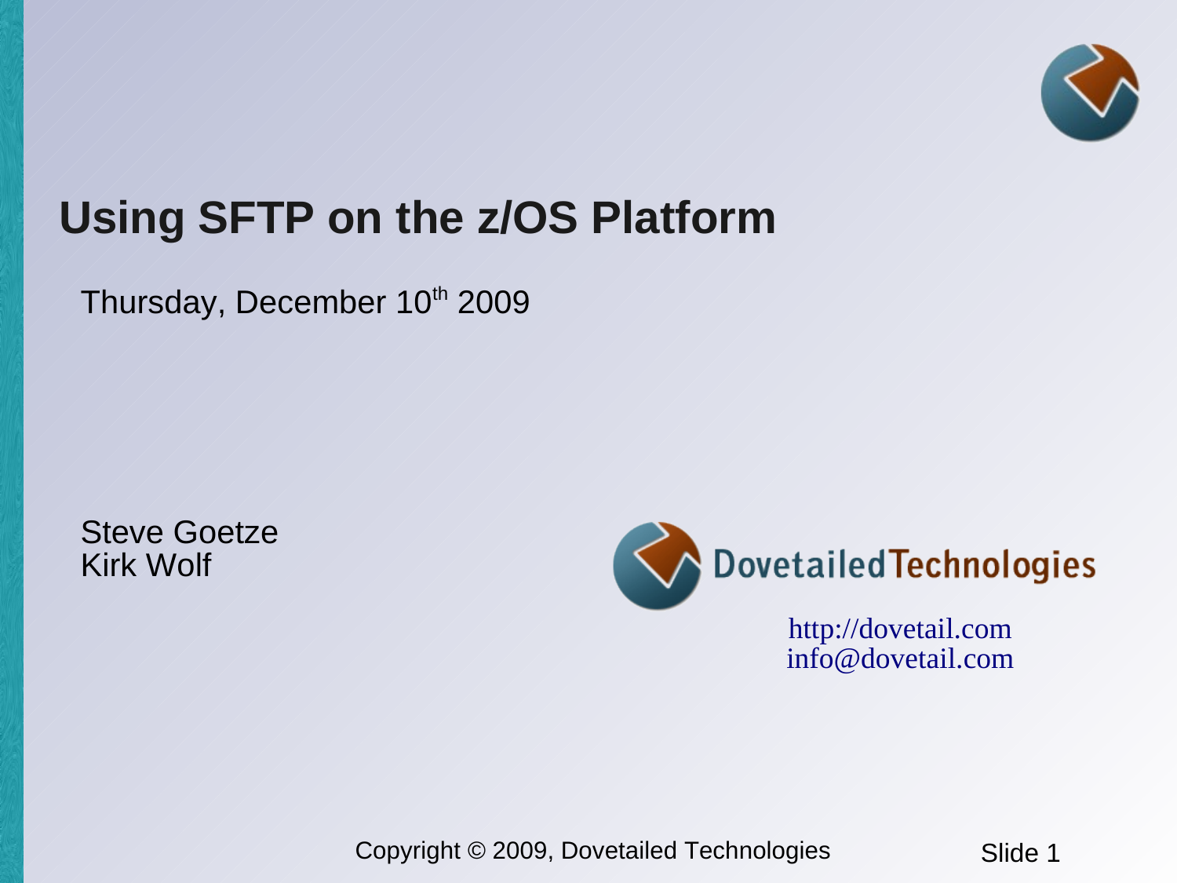# Using SFTP on the z/OS Platform

Thursday, December 10th 2009

Steve Goetze
Kirk Wolf

DovetailedTechnologies

http://dovetail.com
info@dovetail.com

Copyright © 2009, Dovetailed Technologies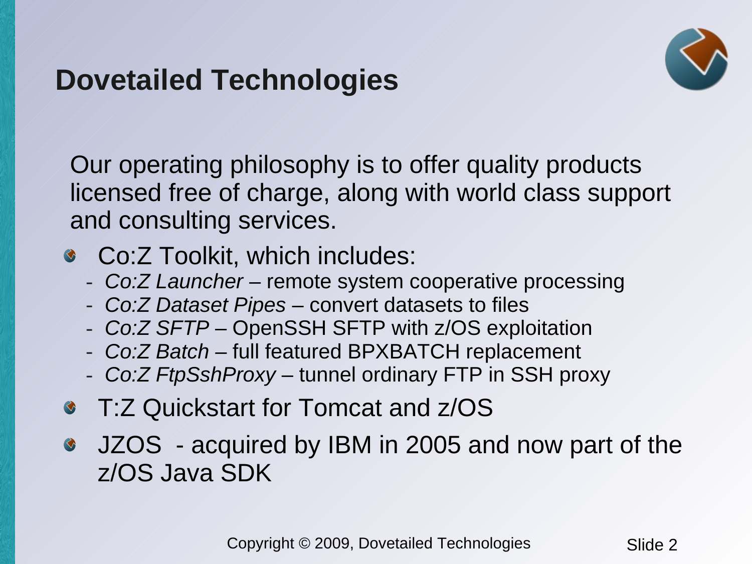# Dovetailed Technologies

Our operating philosophy is to offer quality products licensed free of charge, along with world class support and consulting services.

- Co:Z Toolkit, which includes:
  - *Co:Z Launcher* – remote system cooperative processing
  - *Co:Z Dataset Pipes* – convert datasets to files
  - *Co:Z SFTP* – OpenSSH SFTP with z/OS exploitation
  - *Co:Z Batch* – full featured BPXBATCH replacement
  - *Co:Z FtpSshProxy* – tunnel ordinary FTP in SSH proxy
- T:Z Quickstart for Tomcat and z/OS
- JZOS - acquired by IBM in 2005 and now part of the z/OS Java SDK

Copyright © 2009, Dovetailed Technologies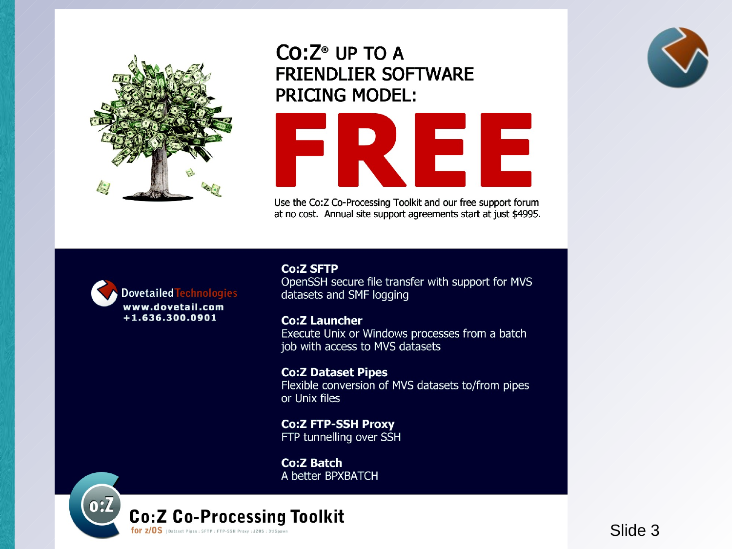# Co:Z® UP TO A FRIENDLIER SOFTWARE PRICING MODEL:

# FREE

Use the Co:Z Co-Processing Toolkit and our free support forum at no cost. Annual site support agreements start at just $4995.

Dovetailed Technologies
www.dovetail.com
+1.636.300.0901

**Co:Z SFTP**
OpenSSH secure file transfer with support for MVS datasets and SMF logging

**Co:Z Launcher**
Execute Unix or Windows processes from a batch job with access to MVS datasets

**Co:Z Dataset Pipes**
Flexible conversion of MVS datasets to/from pipes or Unix files

**Co:Z FTP-SSH Proxy**
FTP tunnelling over SSH

**Co:Z Batch**
A better BPXBATCH

**Co:Z Co-Processing Toolkit**
for z/OS | Dataset Pipes : SFTP : FTP-SSH Proxy : JZOS : DtlSpawn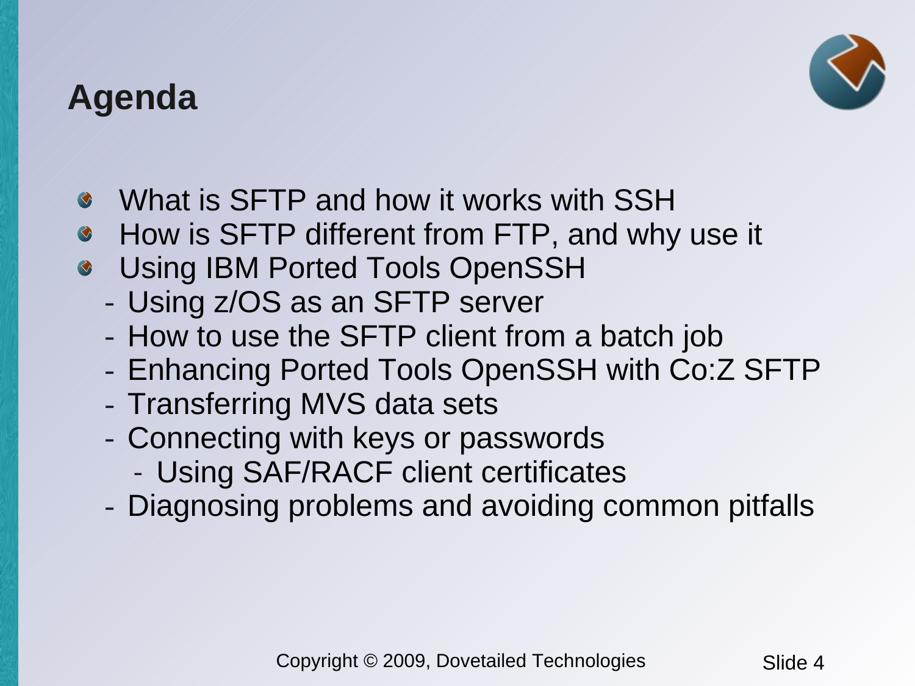# Agenda

- What is SFTP and how it works with SSH
- How is SFTP different from FTP, and why use it
- Using IBM Ported Tools OpenSSH
  - Using z/OS as an SFTP server
  - How to use the SFTP client from a batch job
  - Enhancing Ported Tools OpenSSH with Co:Z SFTP
  - Transferring MVS data sets
  - Connecting with keys or passwords
    - Using SAF/RACF client certificates
  - Diagnosing problems and avoiding common pitfalls

Copyright © 2009, Dovetailed Technologies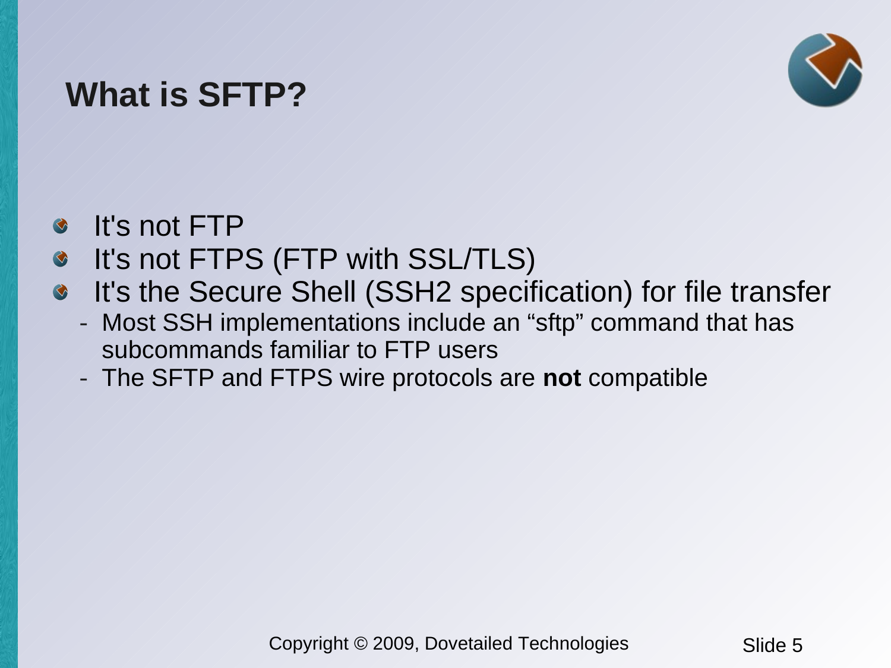# What is SFTP?

- It's not FTP
- It's not FTPS (FTP with SSL/TLS)
- It's the Secure Shell (SSH2 specification) for file transfer
  - Most SSH implementations include an “sftp” command that has subcommands familiar to FTP users
  - The SFTP and FTPS wire protocols are **not** compatible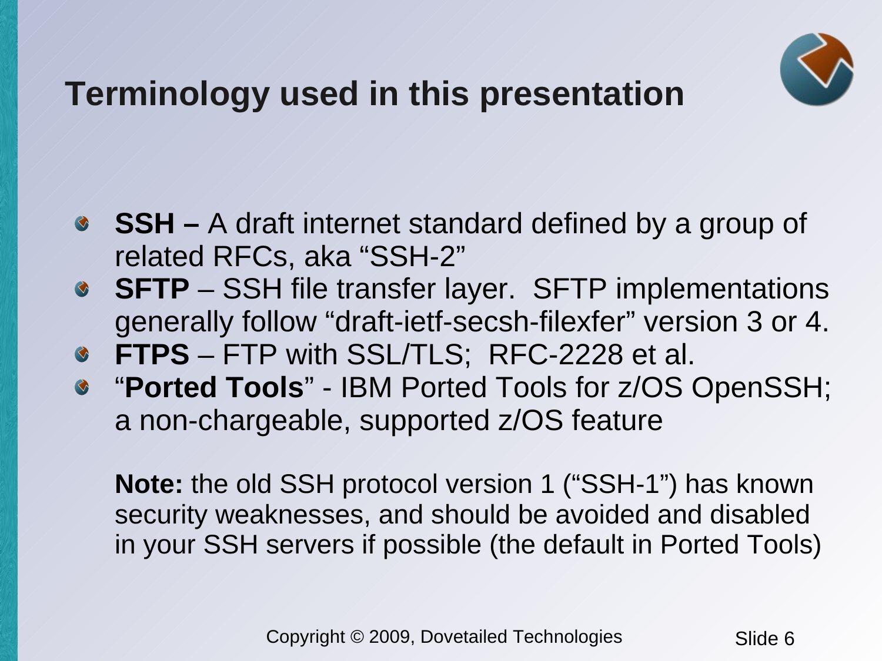# Terminology used in this presentation

- **SSH –** A draft internet standard defined by a group of related RFCs, aka “SSH-2”
- **SFTP** – SSH file transfer layer. SFTP implementations generally follow “draft-ietf-secsh-filexfer” version 3 or 4.
- **FTPS** – FTP with SSL/TLS; RFC-2228 et al.
- “**Ported Tools**” - IBM Ported Tools for z/OS OpenSSH; a non-chargeable, supported z/OS feature

**Note:** the old SSH protocol version 1 (“SSH-1”) has known security weaknesses, and should be avoided and disabled in your SSH servers if possible (the default in Ported Tools)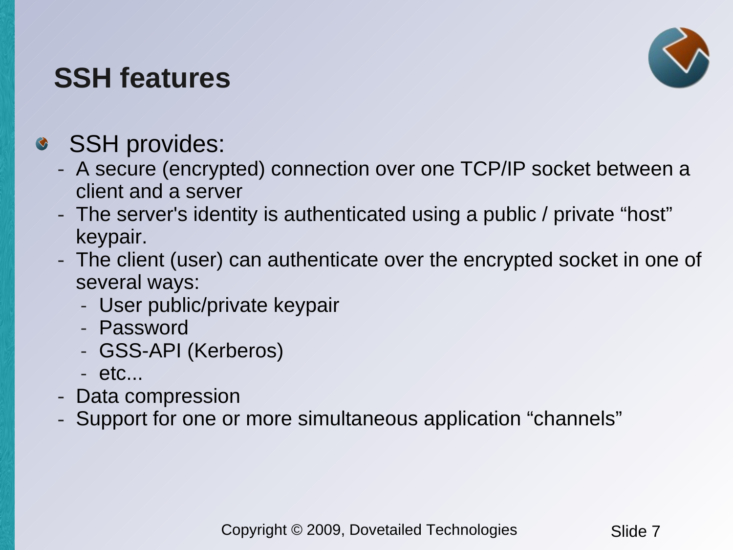# SSH features

- SSH provides:
  - A secure (encrypted) connection over one TCP/IP socket between a client and a server
  - The server's identity is authenticated using a public / private "host" keypair.
  - The client (user) can authenticate over the encrypted socket in one of several ways:
    - User public/private keypair
    - Password
    - GSS-API (Kerberos)
    - etc...
  - Data compression
  - Support for one or more simultaneous application "channels"

Copyright © 2009, Dovetailed Technologies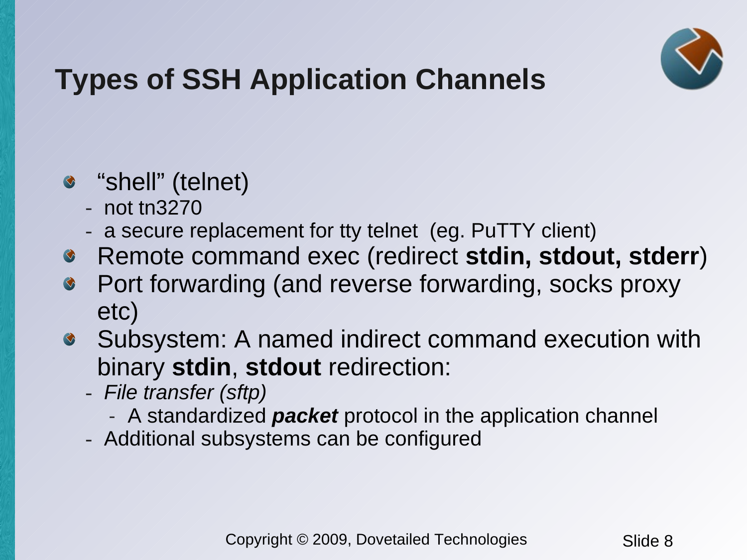# Types of SSH Application Channels

- "shell" (telnet)
  - not tn3270
  - a secure replacement for tty telnet (eg. PuTTY client)
- Remote command exec (redirect **stdin, stdout, stderr**)
- Port forwarding (and reverse forwarding, socks proxy etc)
- Subsystem: A named indirect command execution with binary **stdin**, **stdout** redirection:
  - *File transfer (sftp)*
    - A standardized ***packet*** protocol in the application channel
  - Additional subsystems can be configured

Copyright © 2009, Dovetailed Technologies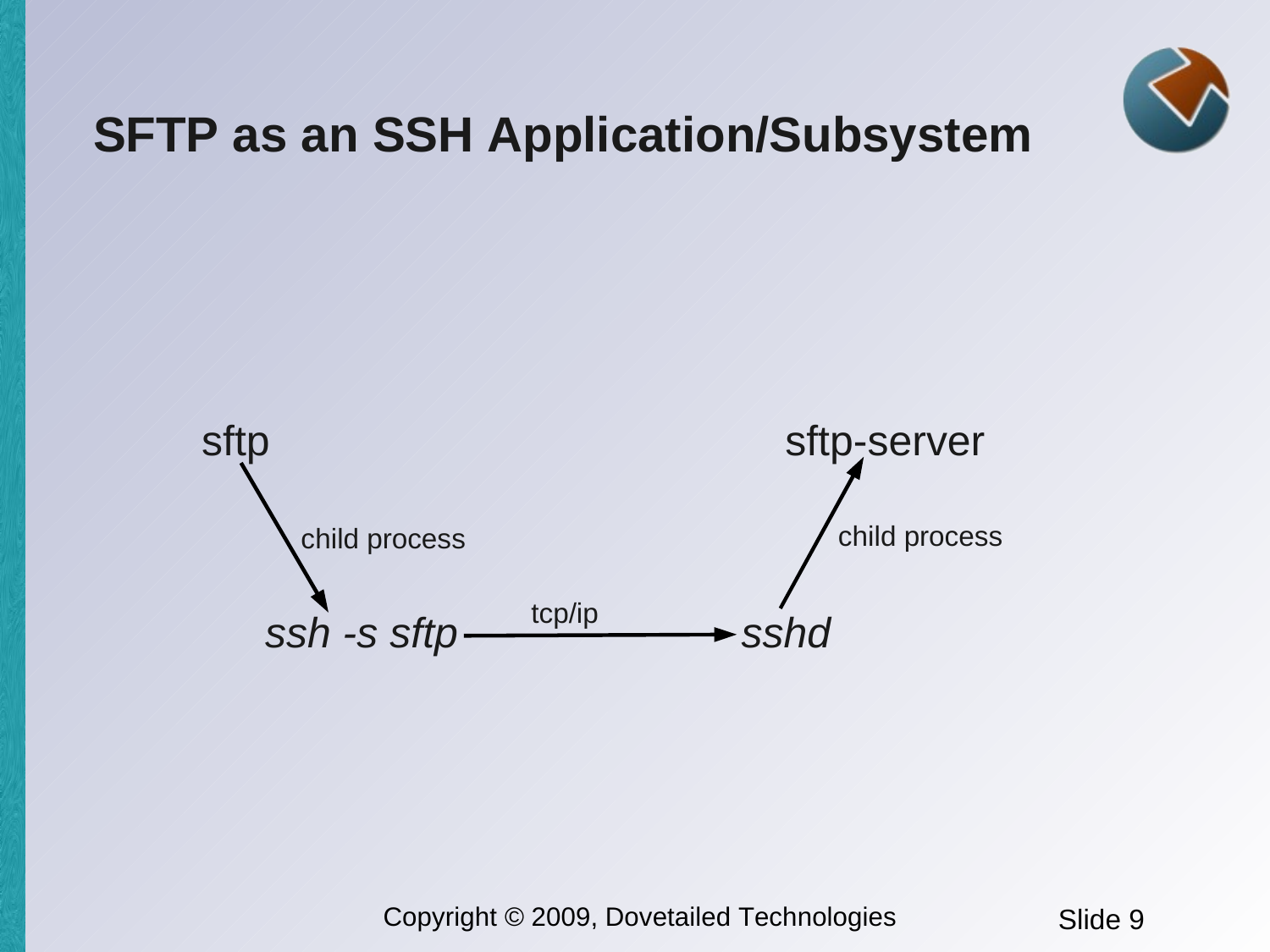# SFTP as an SSH Application/Subsystem

sftp

child process

*ssh -s sftp*

tcp/ip

*sshd*

child process

sftp-server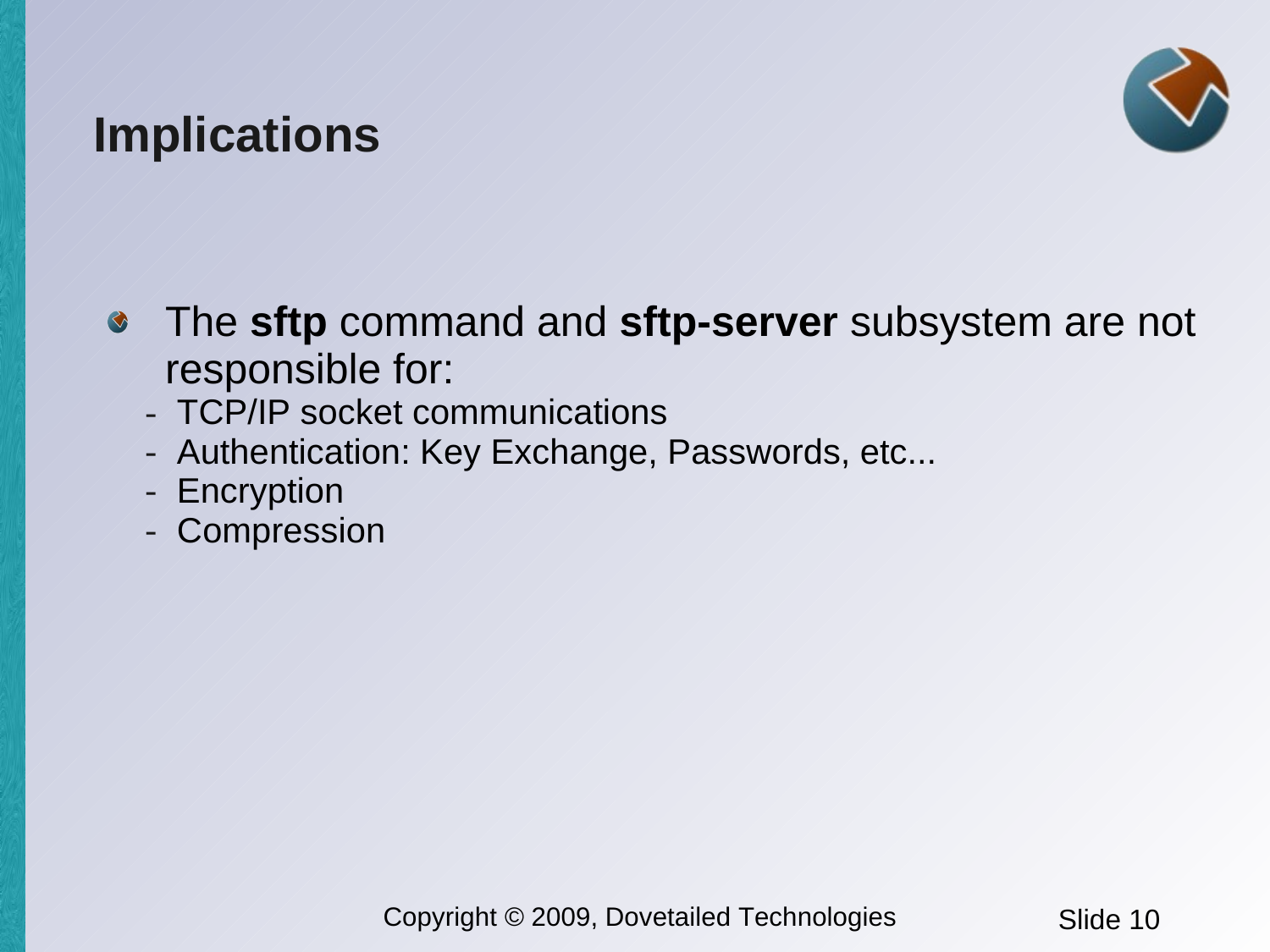# Implications

- The **sftp** command and **sftp-server** subsystem are not responsible for:
  - TCP/IP socket communications
  - Authentication: Key Exchange, Passwords, etc...
  - Encryption
  - Compression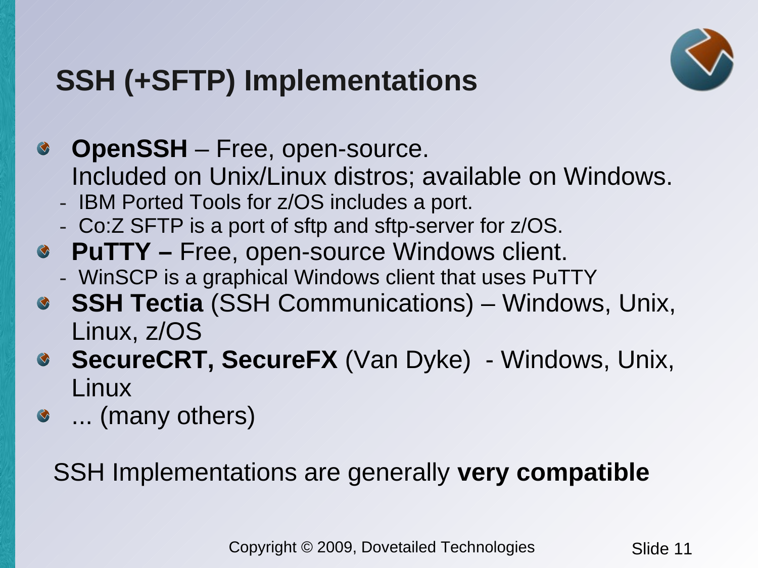# SSH (+SFTP) Implementations

- **OpenSSH** – Free, open-source.
  Included on Unix/Linux distros; available on Windows.
  - IBM Ported Tools for z/OS includes a port.
  - Co:Z SFTP is a port of sftp and sftp-server for z/OS.
- **PuTTY –** Free, open-source Windows client.
  - WinSCP is a graphical Windows client that uses PuTTY
- **SSH Tectia** (SSH Communications) – Windows, Unix, Linux, z/OS
- **SecureCRT, SecureFX** (Van Dyke) - Windows, Unix, Linux
- ... (many others)

SSH Implementations are generally **very compatible**

Copyright © 2009, Dovetailed Technologies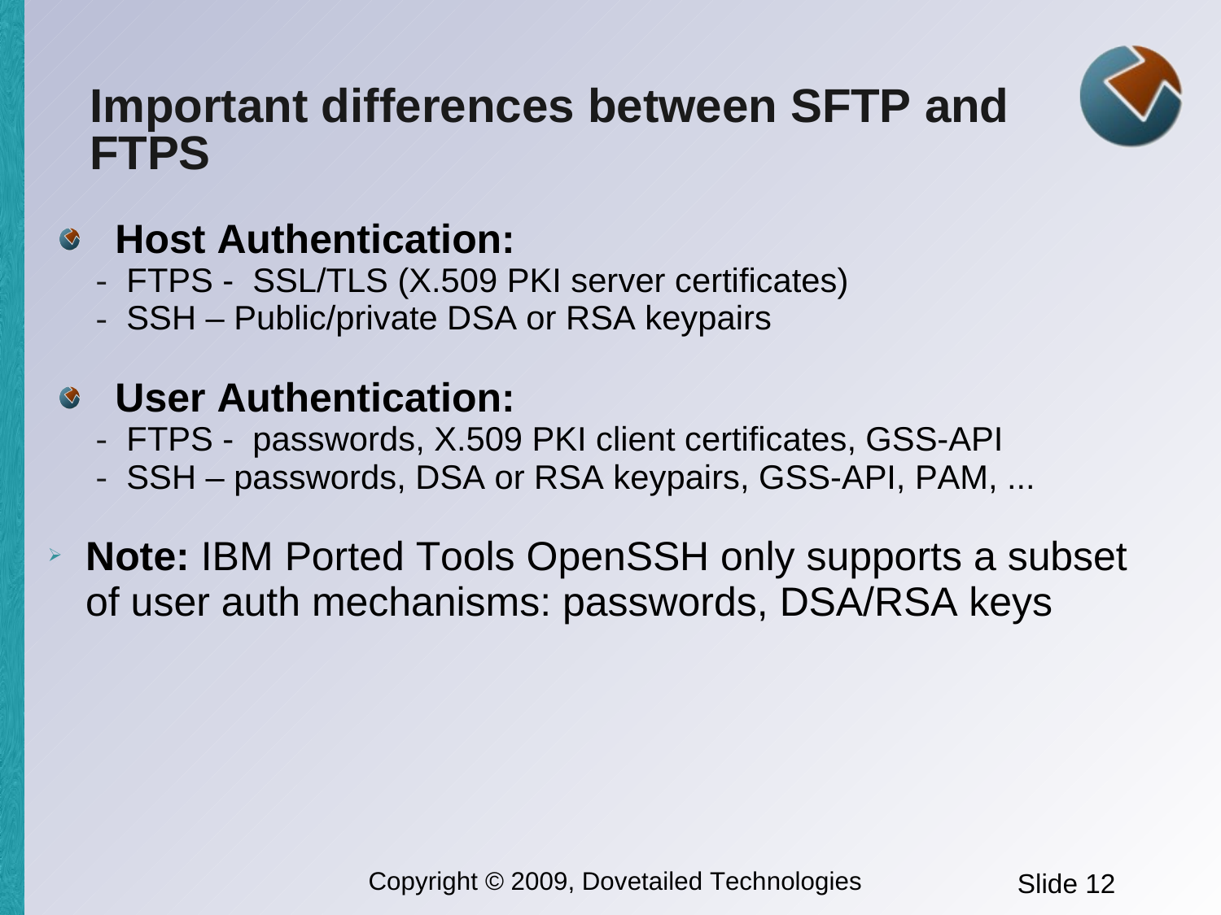# Important differences between SFTP and FTPS

- **Host Authentication:**
  - FTPS - SSL/TLS (X.509 PKI server certificates)
  - SSH – Public/private DSA or RSA keypairs

- **User Authentication:**
  - FTPS - passwords, X.509 PKI client certificates, GSS-API
  - SSH – passwords, DSA or RSA keypairs, GSS-API, PAM, ...

- **Note:** IBM Ported Tools OpenSSH only supports a subset of user auth mechanisms: passwords, DSA/RSA keys

Copyright © 2009, Dovetailed Technologies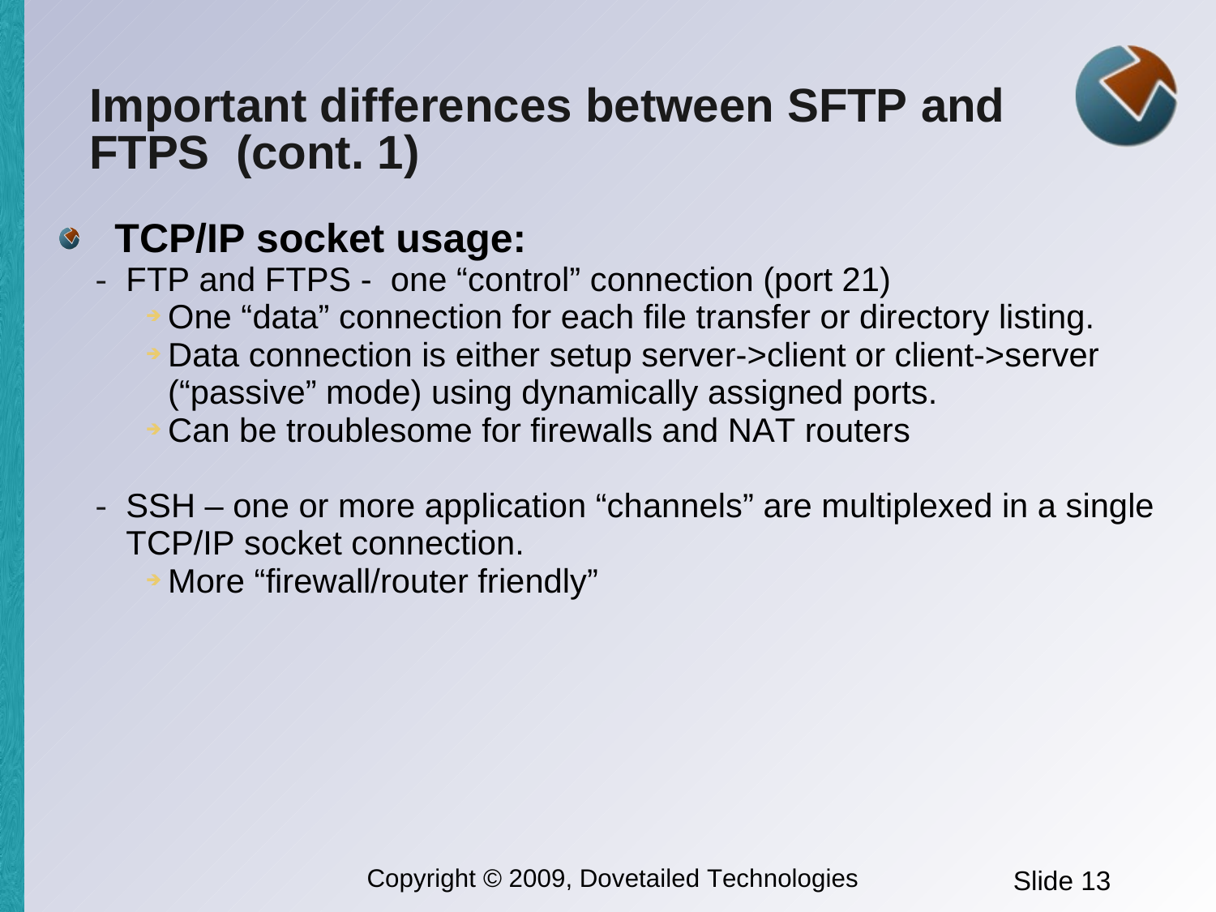# Important differences between SFTP and FTPS (cont. 1)

- **TCP/IP socket usage:**
  - FTP and FTPS - one “control” connection (port 21)
    - One “data” connection for each file transfer or directory listing.
    - Data connection is either setup server->client or client->server (“passive” mode) using dynamically assigned ports.
    - Can be troublesome for firewalls and NAT routers
  - SSH – one or more application “channels” are multiplexed in a single TCP/IP socket connection.
    - More “firewall/router friendly”

Copyright © 2009, Dovetailed Technologies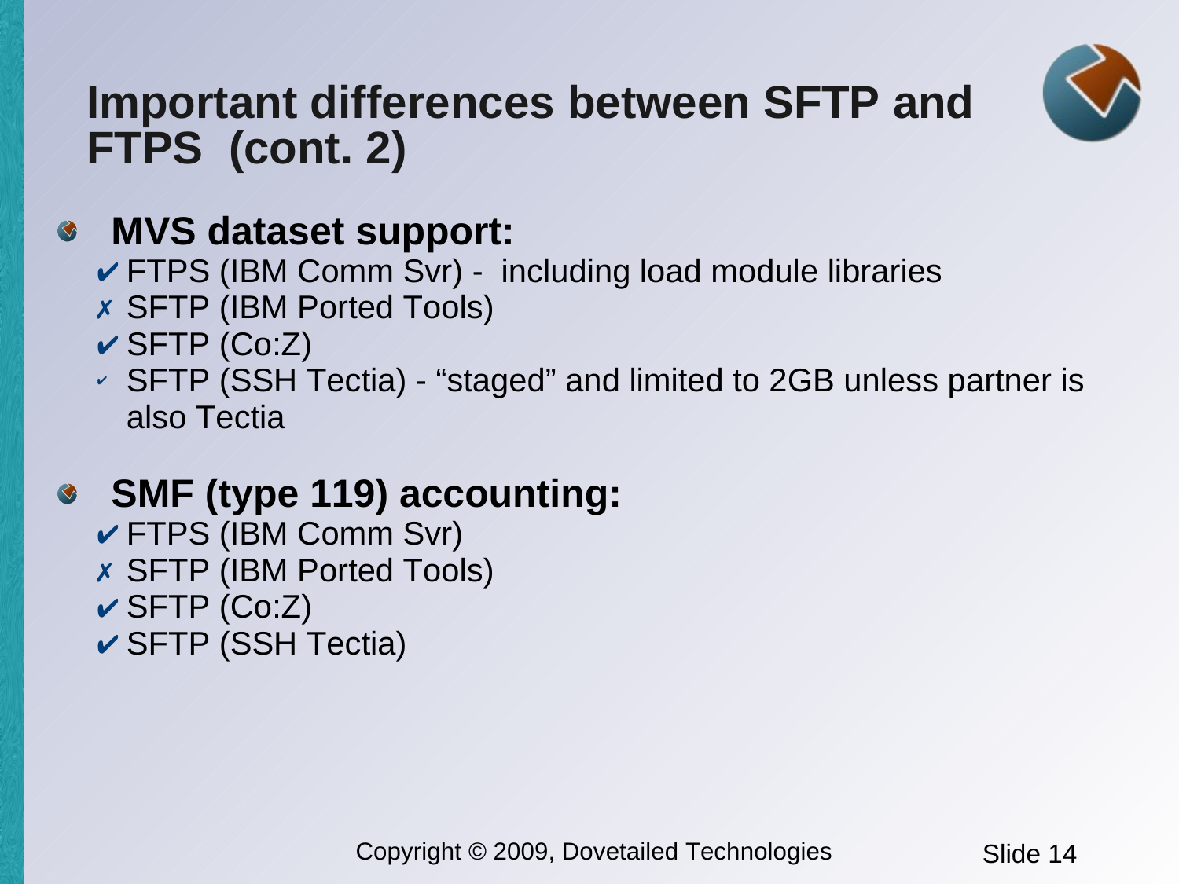# Important differences between SFTP and FTPS (cont. 2)

- **MVS dataset support:**
  - ✔ FTPS (IBM Comm Svr) - including load module libraries
  - ✗ SFTP (IBM Ported Tools)
  - ✔ SFTP (Co:Z)
  - ✓ SFTP (SSH Tectia) - “staged” and limited to 2GB unless partner is also Tectia

- **SMF (type 119) accounting:**
  - ✔ FTPS (IBM Comm Svr)
  - ✗ SFTP (IBM Ported Tools)
  - ✔ SFTP (Co:Z)
  - ✔ SFTP (SSH Tectia)

Copyright © 2009, Dovetailed Technologies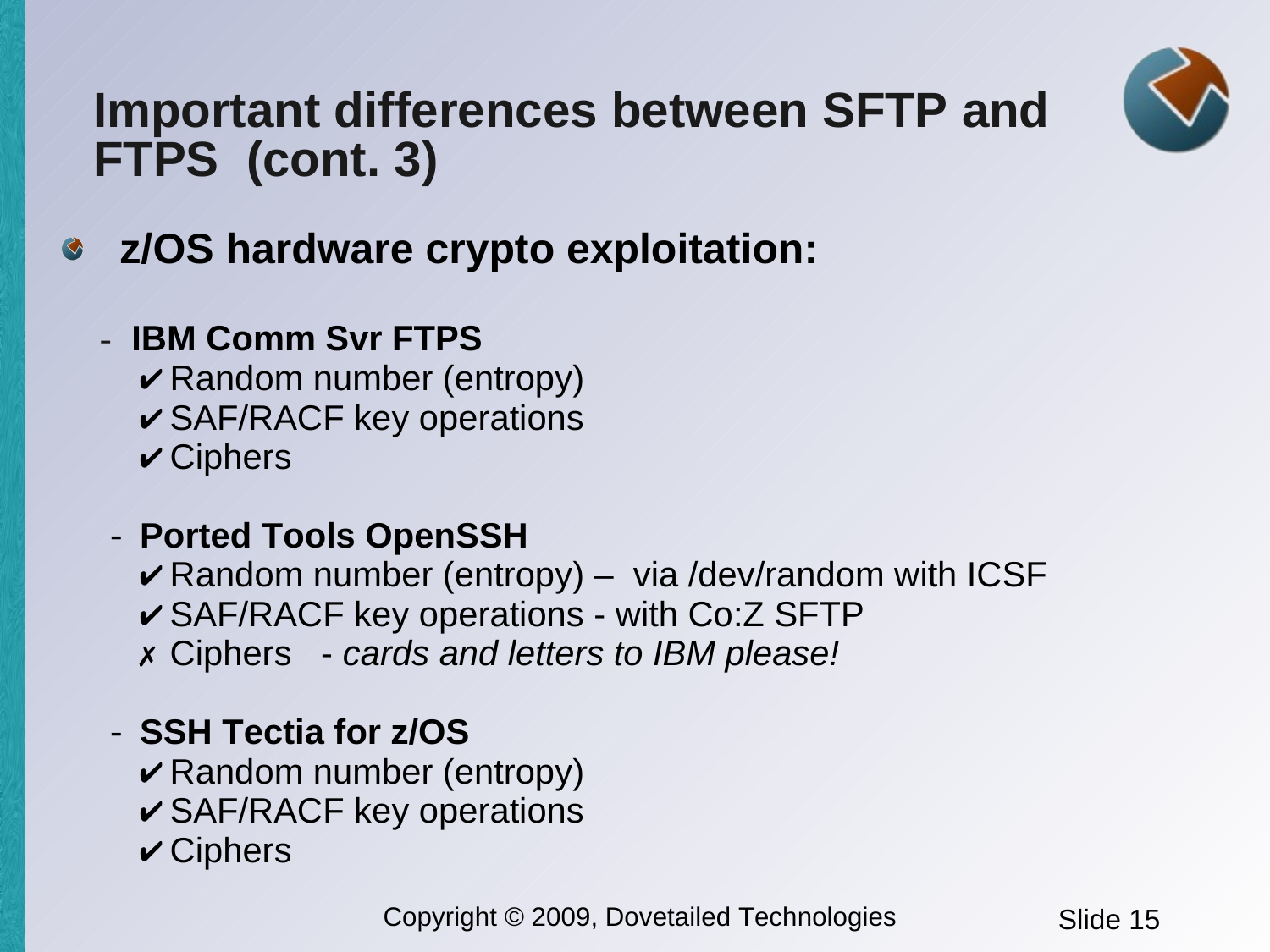# Important differences between SFTP and FTPS (cont. 3)

- **z/OS hardware crypto exploitation:**

  - **IBM Comm Svr FTPS**
    - ✔ Random number (entropy)
    - ✔ SAF/RACF key operations
    - ✔ Ciphers

  - **Ported Tools OpenSSH**
    - ✔ Random number (entropy) – via /dev/random with ICSF
    - ✔ SAF/RACF key operations - with Co:Z SFTP
    - ✗ Ciphers - *cards and letters to IBM please!*

  - **SSH Tectia for z/OS**
    - ✔ Random number (entropy)
    - ✔ SAF/RACF key operations
    - ✔ Ciphers

Copyright © 2009, Dovetailed Technologies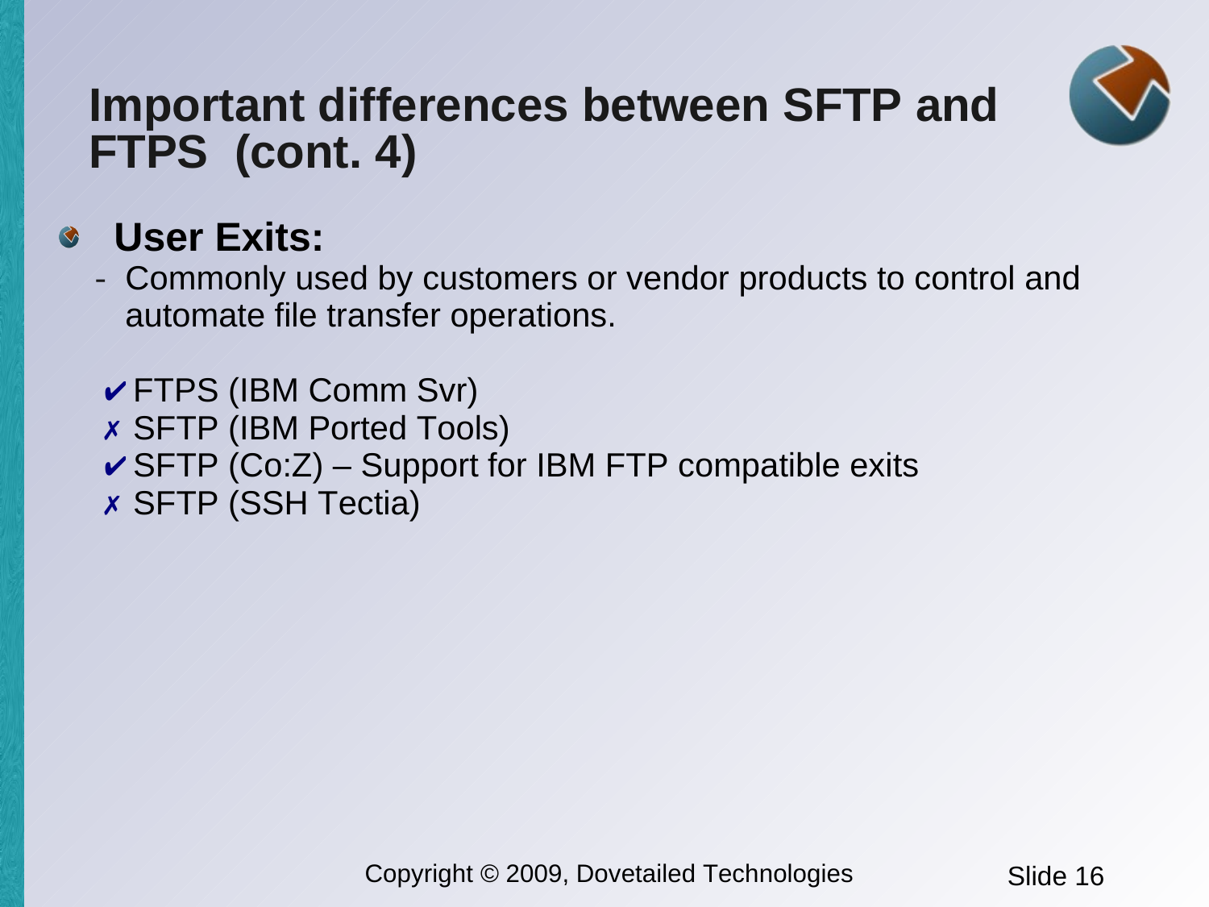# Important differences between SFTP and FTPS (cont. 4)

- **User Exits:**
  - Commonly used by customers or vendor products to control and automate file transfer operations.

✔ FTPS (IBM Comm Svr)
✗ SFTP (IBM Ported Tools)
✔ SFTP (Co:Z) – Support for IBM FTP compatible exits
✗ SFTP (SSH Tectia)

Copyright © 2009, Dovetailed Technologies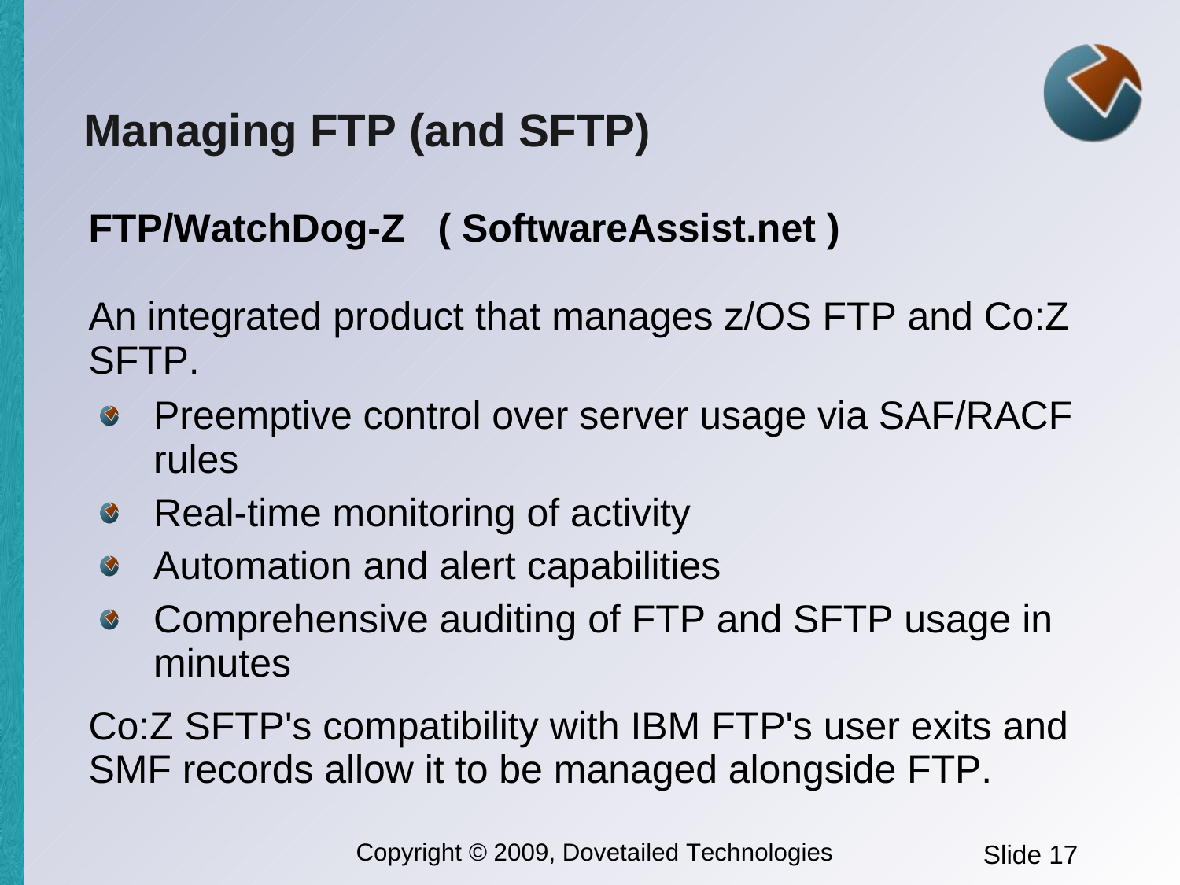# Managing FTP (and SFTP)

**FTP/WatchDog-Z ( SoftwareAssist.net )**

An integrated product that manages z/OS FTP and Co:Z SFTP.

- Preemptive control over server usage via SAF/RACF rules
- Real-time monitoring of activity
- Automation and alert capabilities
- Comprehensive auditing of FTP and SFTP usage in minutes

Co:Z SFTP's compatibility with IBM FTP's user exits and SMF records allow it to be managed alongside FTP.

Copyright © 2009, Dovetailed Technologies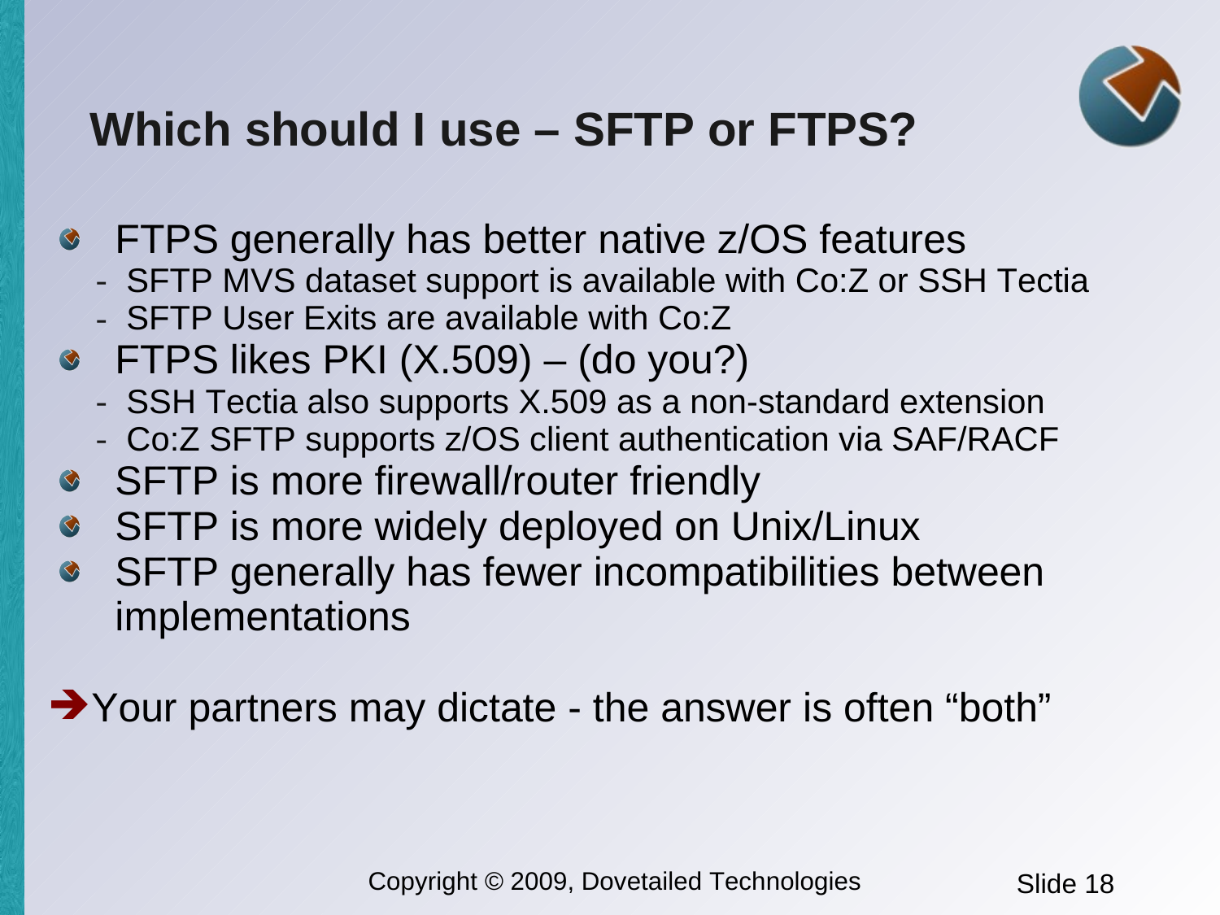# Which should I use – SFTP or FTPS?

- FTPS generally has better native z/OS features
  - SFTP MVS dataset support is available with Co:Z or SSH Tectia
  - SFTP User Exits are available with Co:Z
- FTPS likes PKI (X.509) – (do you?)
  - SSH Tectia also supports X.509 as a non-standard extension
  - Co:Z SFTP supports z/OS client authentication via SAF/RACF
- SFTP is more firewall/router friendly
- SFTP is more widely deployed on Unix/Linux
- SFTP generally has fewer incompatibilities between implementations

➔Your partners may dictate - the answer is often “both”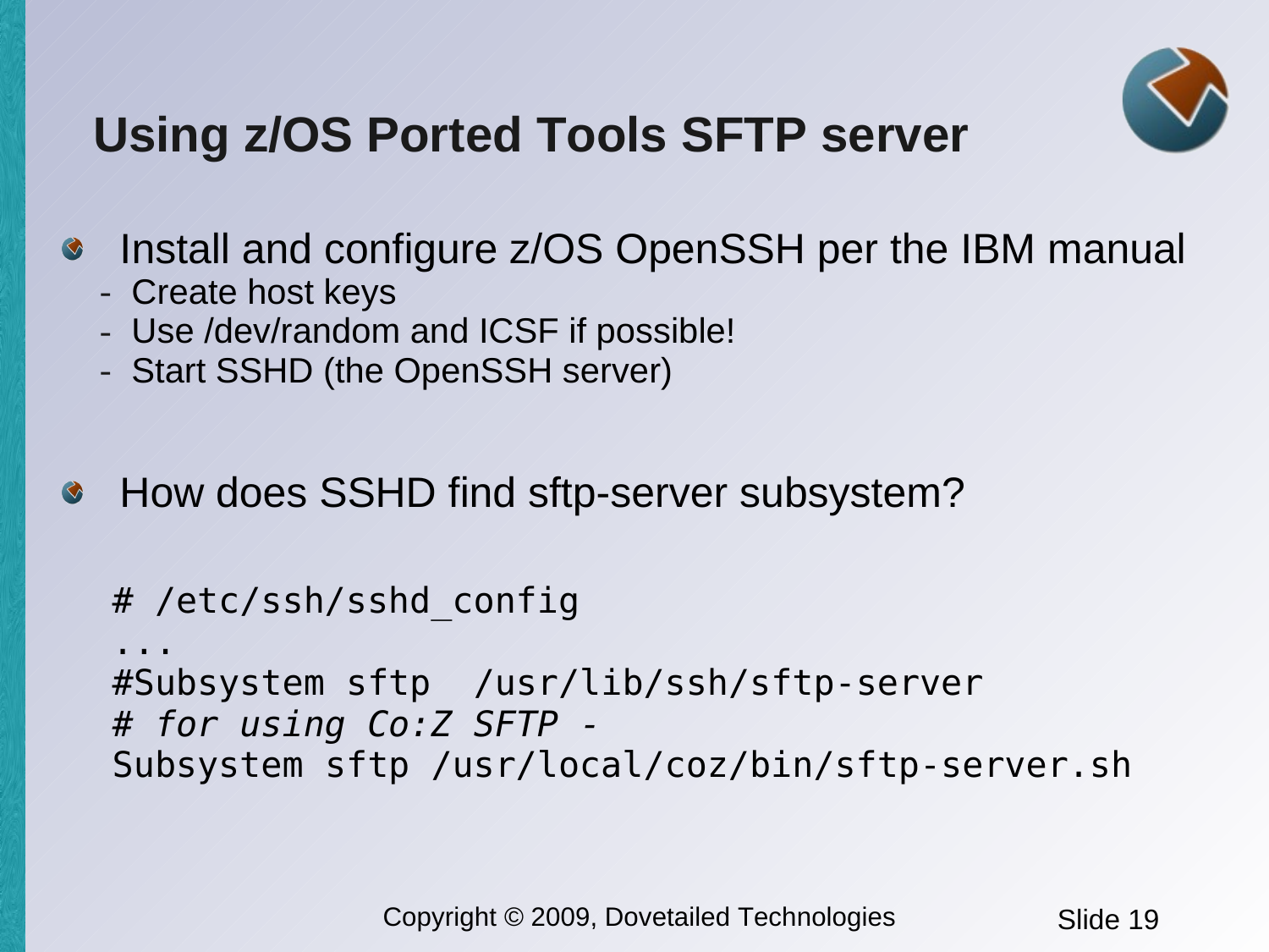# Using z/OS Ported Tools SFTP server

- Install and configure z/OS OpenSSH per the IBM manual
  - Create host keys
  - Use /dev/random and ICSF if possible!
  - Start SSHD (the OpenSSH server)

- How does SSHD find sftp-server subsystem?

```
# /etc/ssh/sshd_config
...
#Subsystem sftp  /usr/lib/ssh/sftp-server
# for using Co:Z SFTP -
Subsystem sftp /usr/local/coz/bin/sftp-server.sh
```

Copyright © 2009, Dovetailed Technologies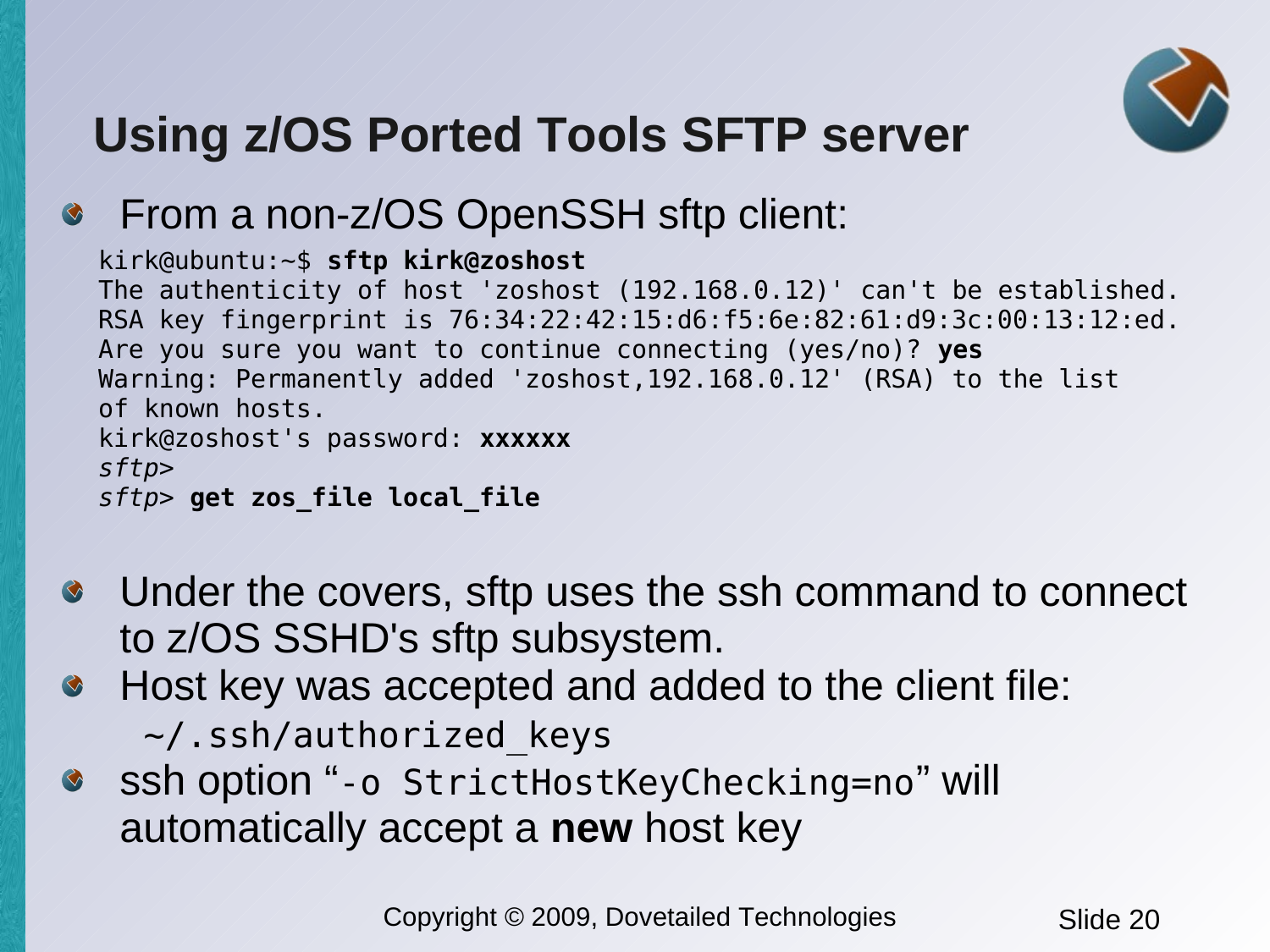# Using z/OS Ported Tools SFTP server

- From a non-z/OS OpenSSH sftp client:

```
kirk@ubuntu:~$ sftp kirk@zoshost
The authenticity of host 'zoshost (192.168.0.12)' can't be established.
RSA key fingerprint is 76:34:22:42:15:d6:f5:6e:82:61:d9:3c:00:13:12:ed.
Are you sure you want to continue connecting (yes/no)? yes
Warning: Permanently added 'zoshost,192.168.0.12' (RSA) to the list
of known hosts.
kirk@zoshost's password: xxxxxx
sftp>
sftp> get zos_file local_file
```

- Under the covers, sftp uses the ssh command to connect to z/OS SSHD's sftp subsystem.
- Host key was accepted and added to the client file:
  `~/.ssh/authorized_keys`
- ssh option “`-o StrictHostKeyChecking=no`” will automatically accept a **new** host key

Copyright © 2009, Dovetailed Technologies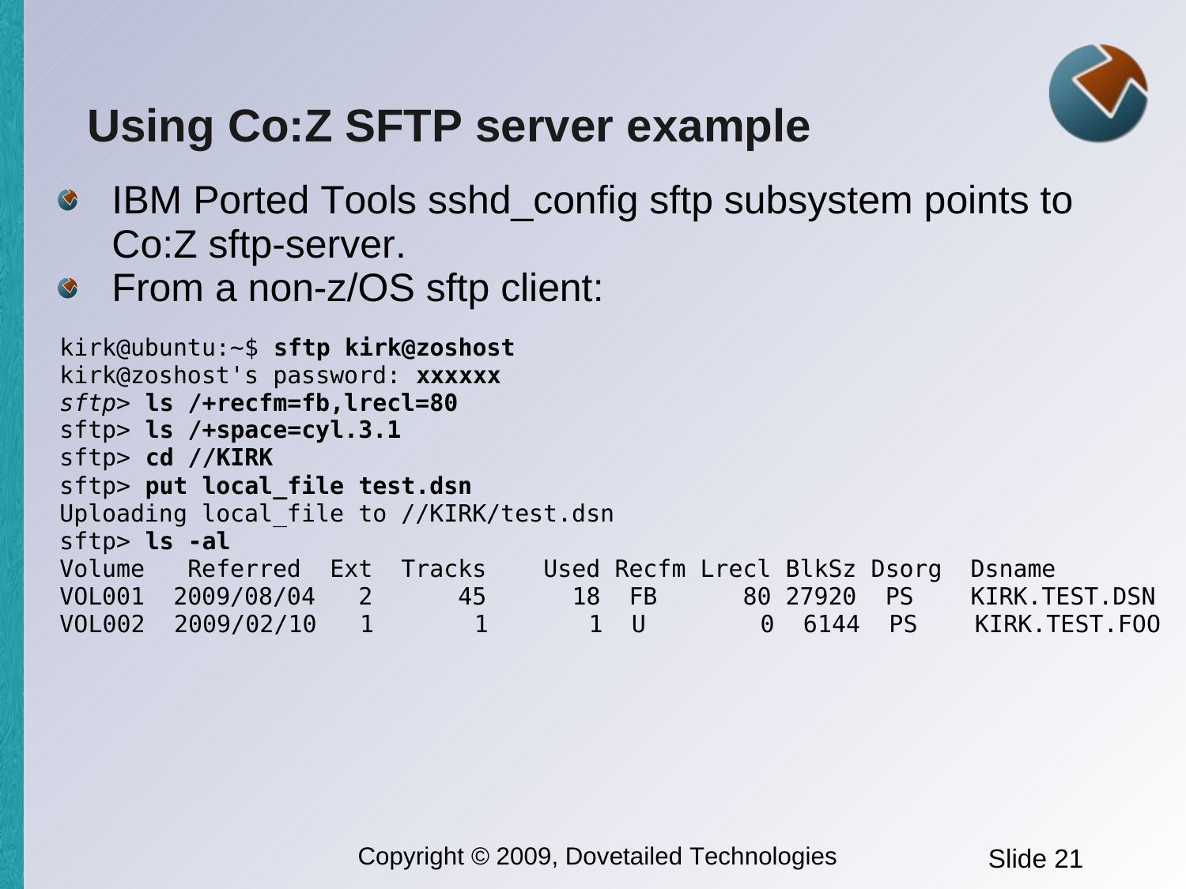# Using Co:Z SFTP server example

- IBM Ported Tools sshd_config sftp subsystem points to Co:Z sftp-server.
- From a non-z/OS sftp client:

```
kirk@ubuntu:~$ sftp kirk@zoshost
kirk@zoshost's password: xxxxxx
sftp> ls /+recfm=fb,lrecl=80
sftp> ls /+space=cyl.3.1
sftp> cd //KIRK
sftp> put local_file test.dsn
Uploading local_file to //KIRK/test.dsn
sftp> ls -al
Volume   Referred  Ext  Tracks    Used Recfm Lrecl BlkSz Dsorg  Dsname
VOL001  2009/08/04   2      45      18  FB      80 27920   PS    KIRK.TEST.DSN
VOL002  2009/02/10   1       1       1  U        0  6144   PS    KIRK.TEST.FOO
```

Copyright © 2009, Dovetailed Technologies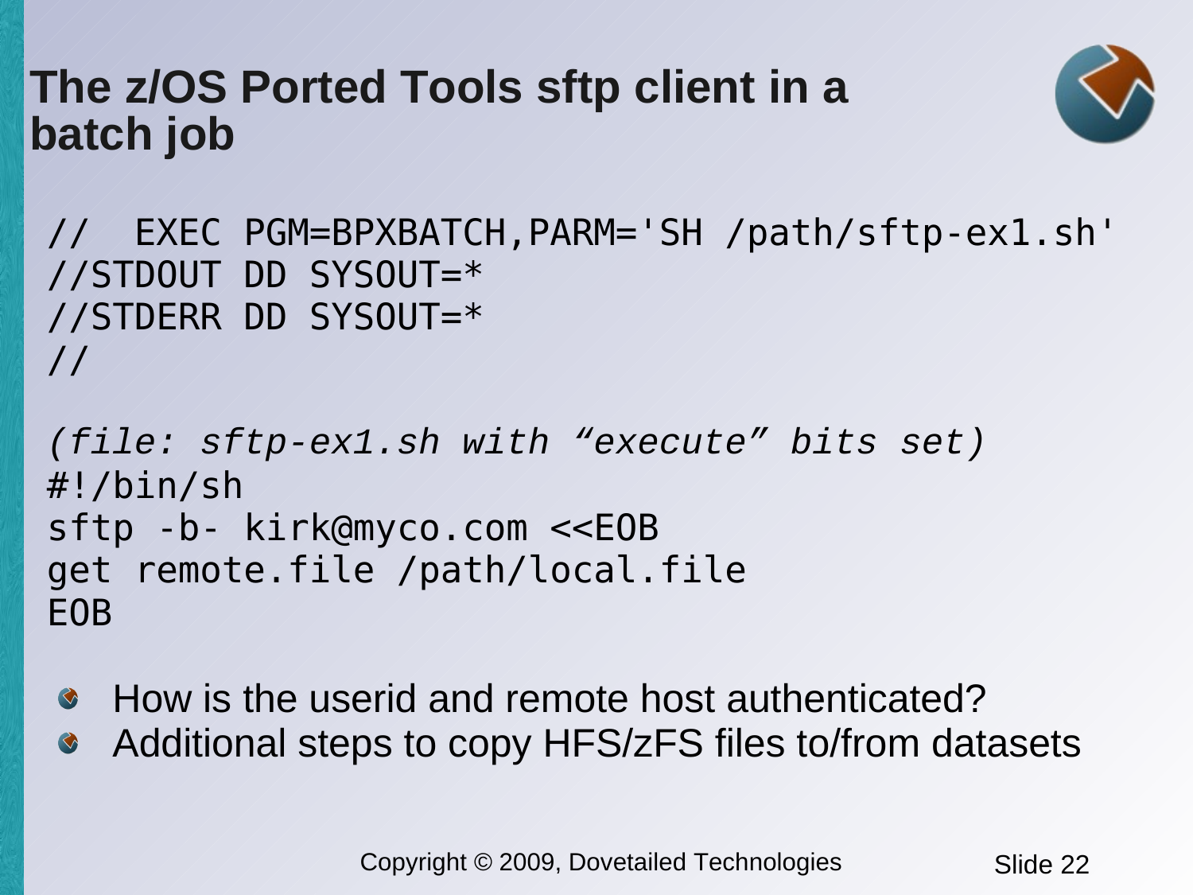# The z/OS Ported Tools sftp client in a batch job

```
//  EXEC PGM=BPXBATCH,PARM='SH /path/sftp-ex1.sh'
//STDOUT DD SYSOUT=*
//STDERR DD SYSOUT=*
//
```

*(file: sftp-ex1.sh with "execute" bits set)*

```
#!/bin/sh
sftp -b- kirk@myco.com <<EOB
get remote.file /path/local.file
EOB
```

- How is the userid and remote host authenticated?
- Additional steps to copy HFS/zFS files to/from datasets

Copyright © 2009, Dovetailed Technologies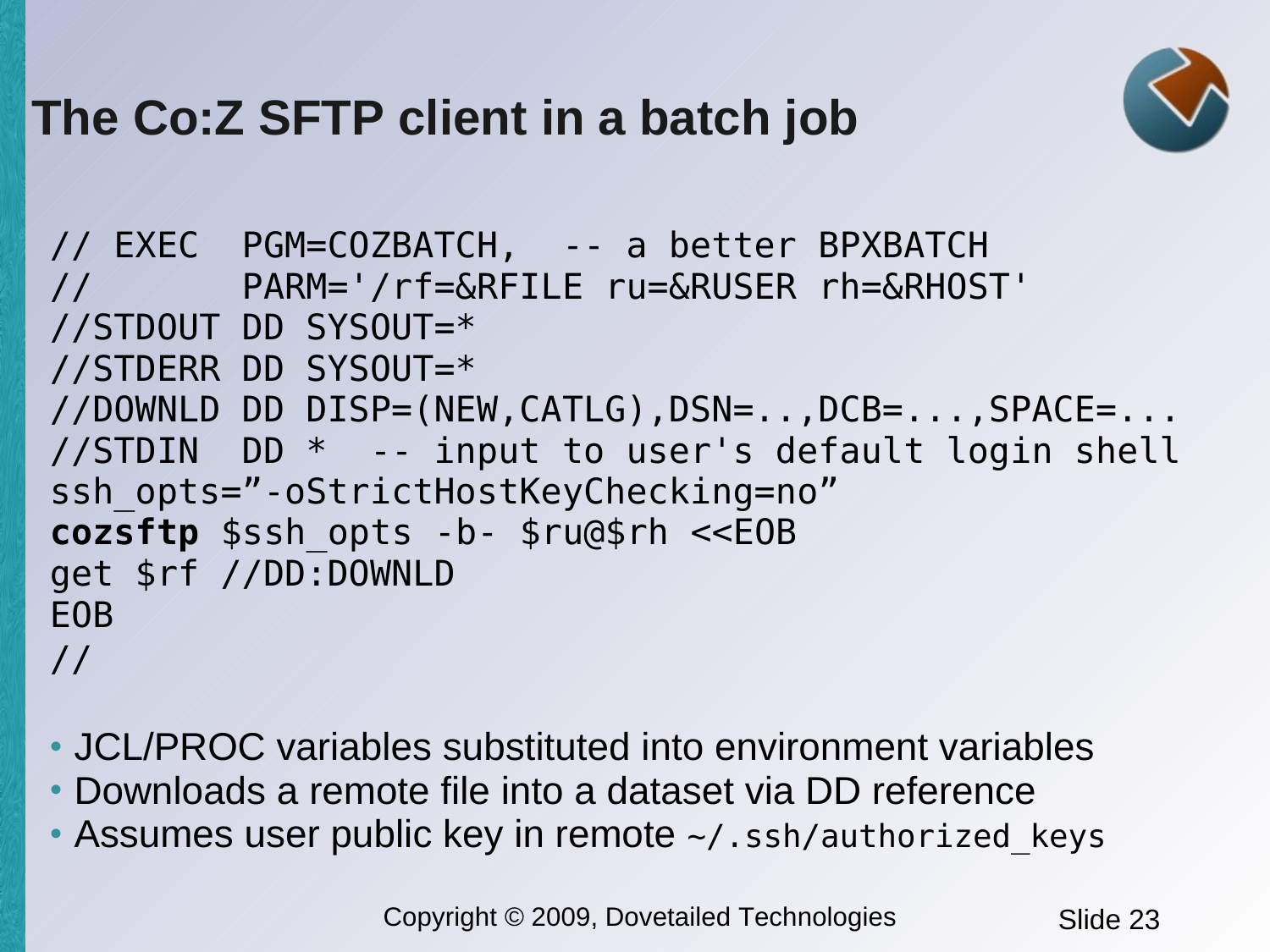# The Co:Z SFTP client in a batch job

```
// EXEC  PGM=COZBATCH,  -- a better BPXBATCH
//       PARM='/rf=&RFILE ru=&RUSER rh=&RHOST'
//STDOUT DD SYSOUT=*
//STDERR DD SYSOUT=*
//DOWNLD DD DISP=(NEW,CATLG),DSN=..,DCB=...,SPACE=...
//STDIN  DD *  -- input to user's default login shell
ssh_opts="-oStrictHostKeyChecking=no"
cozsftp $ssh_opts -b- $ru@$rh <<EOB
get $rf //DD:DOWNLD
EOB
//
```

- JCL/PROC variables substituted into environment variables
- Downloads a remote file into a dataset via DD reference
- Assumes user public key in remote `~/.ssh/authorized_keys`

Copyright © 2009, Dovetailed Technologies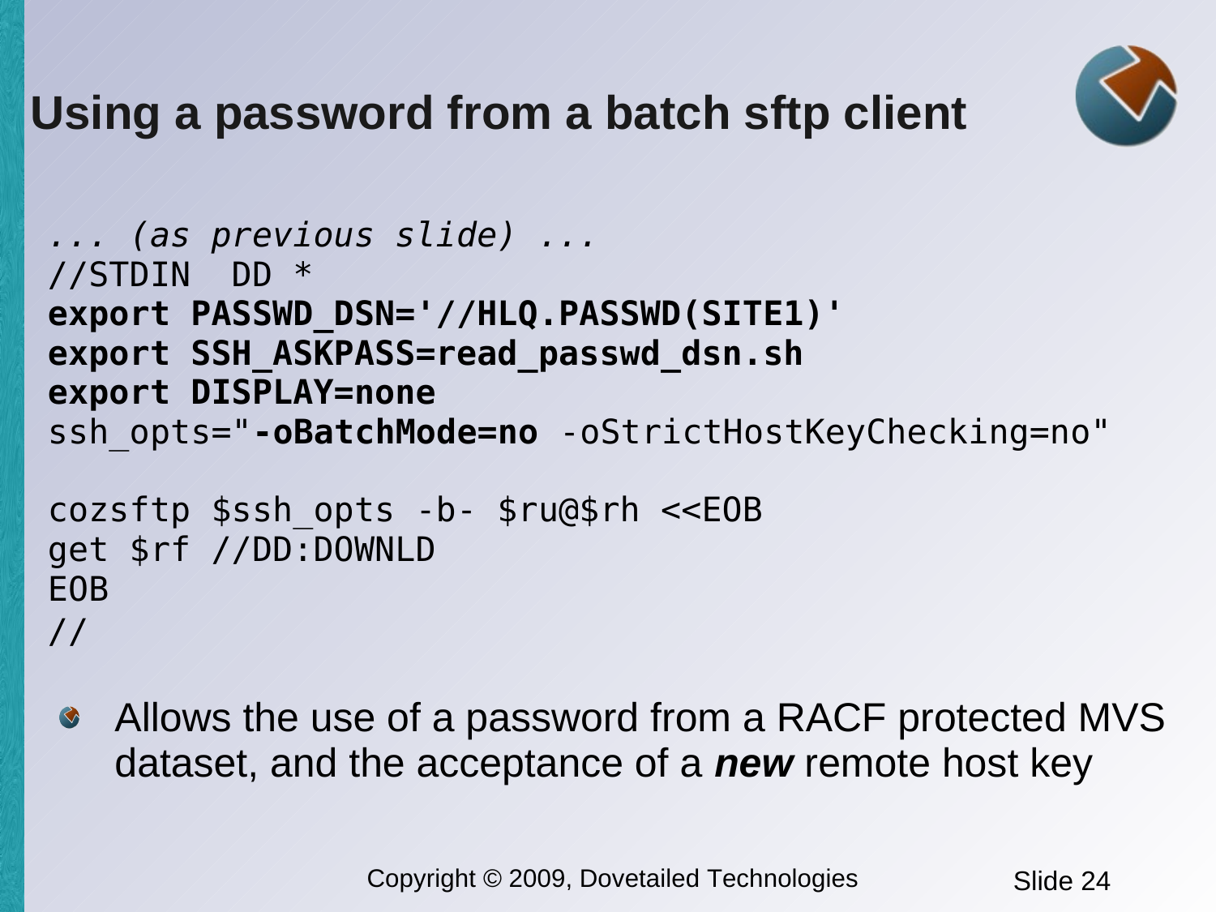# Using a password from a batch sftp client

```
... (as previous slide) ...
//STDIN  DD *
export PASSWD_DSN='//HLQ.PASSWD(SITE1)'
export SSH_ASKPASS=read_passwd_dsn.sh
export DISPLAY=none
ssh_opts="-oBatchMode=no -oStrictHostKeyChecking=no"

cozsftp $ssh_opts -b- $ru@$rh <<EOB
get $rf //DD:DOWNLD
EOB
//
```

- Allows the use of a password from a RACF protected MVS dataset, and the acceptance of a ***new*** remote host key

Copyright © 2009, Dovetailed Technologies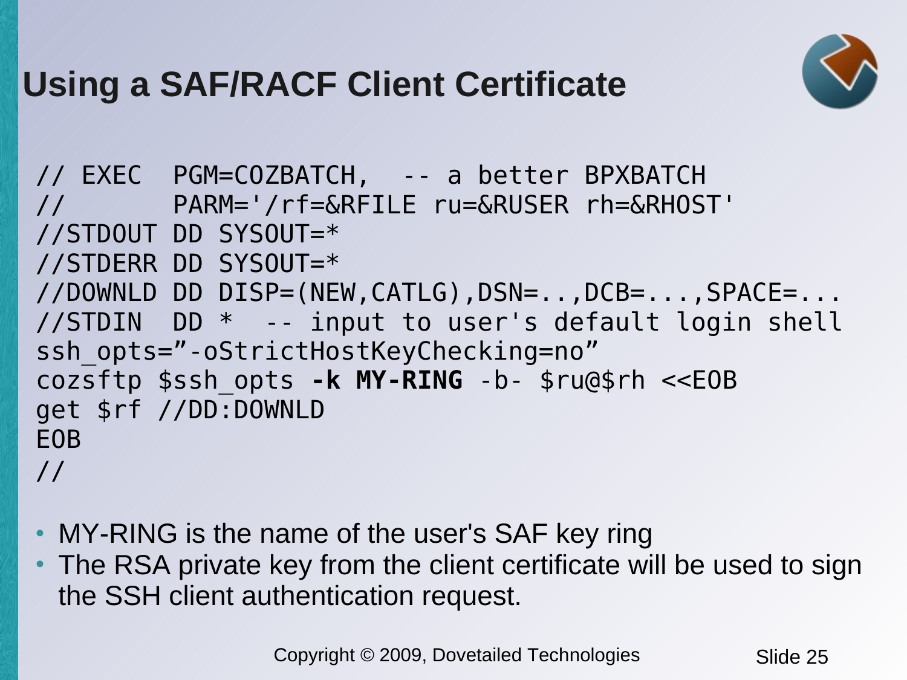# Using a SAF/RACF Client Certificate

```
// EXEC  PGM=COZBATCH,  -- a better BPXBATCH
//       PARM='/rf=&RFILE ru=&RUSER rh=&RHOST'
//STDOUT DD SYSOUT=*
//STDERR DD SYSOUT=*
//DOWNLD DD DISP=(NEW,CATLG),DSN=..,DCB=...,SPACE=...
//STDIN  DD *  -- input to user's default login shell
ssh_opts=”-oStrictHostKeyChecking=no”
cozsftp $ssh_opts -k MY-RING -b- $ru@$rh <<EOB
get $rf //DD:DOWNLD
EOB
//
```

- MY-RING is the name of the user's SAF key ring
- The RSA private key from the client certificate will be used to sign the SSH client authentication request.

Copyright © 2009, Dovetailed Technologies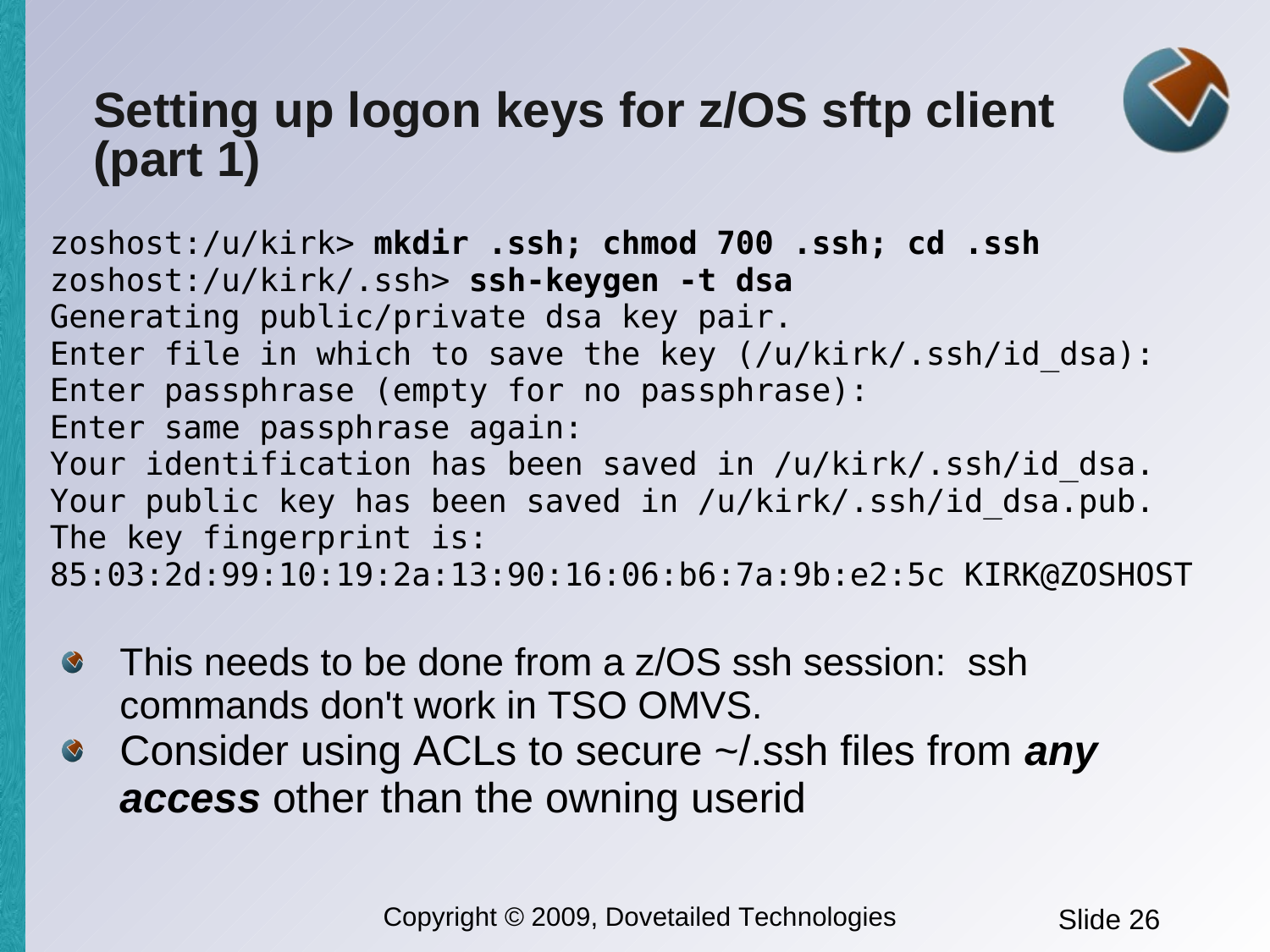# Setting up logon keys for z/OS sftp client (part 1)

```
zoshost:/u/kirk> mkdir .ssh; chmod 700 .ssh; cd .ssh
zoshost:/u/kirk/.ssh> ssh-keygen -t dsa
Generating public/private dsa key pair.
Enter file in which to save the key (/u/kirk/.ssh/id_dsa):
Enter passphrase (empty for no passphrase):
Enter same passphrase again:
Your identification has been saved in /u/kirk/.ssh/id_dsa.
Your public key has been saved in /u/kirk/.ssh/id_dsa.pub.
The key fingerprint is:
85:03:2d:99:10:19:2a:13:90:16:06:b6:7a:9b:e2:5c KIRK@ZOSHOST
```

- This needs to be done from a z/OS ssh session: ssh commands don't work in TSO OMVS.
- Consider using ACLs to secure ~/.ssh files from ***any access*** other than the owning userid

Copyright © 2009, Dovetailed Technologies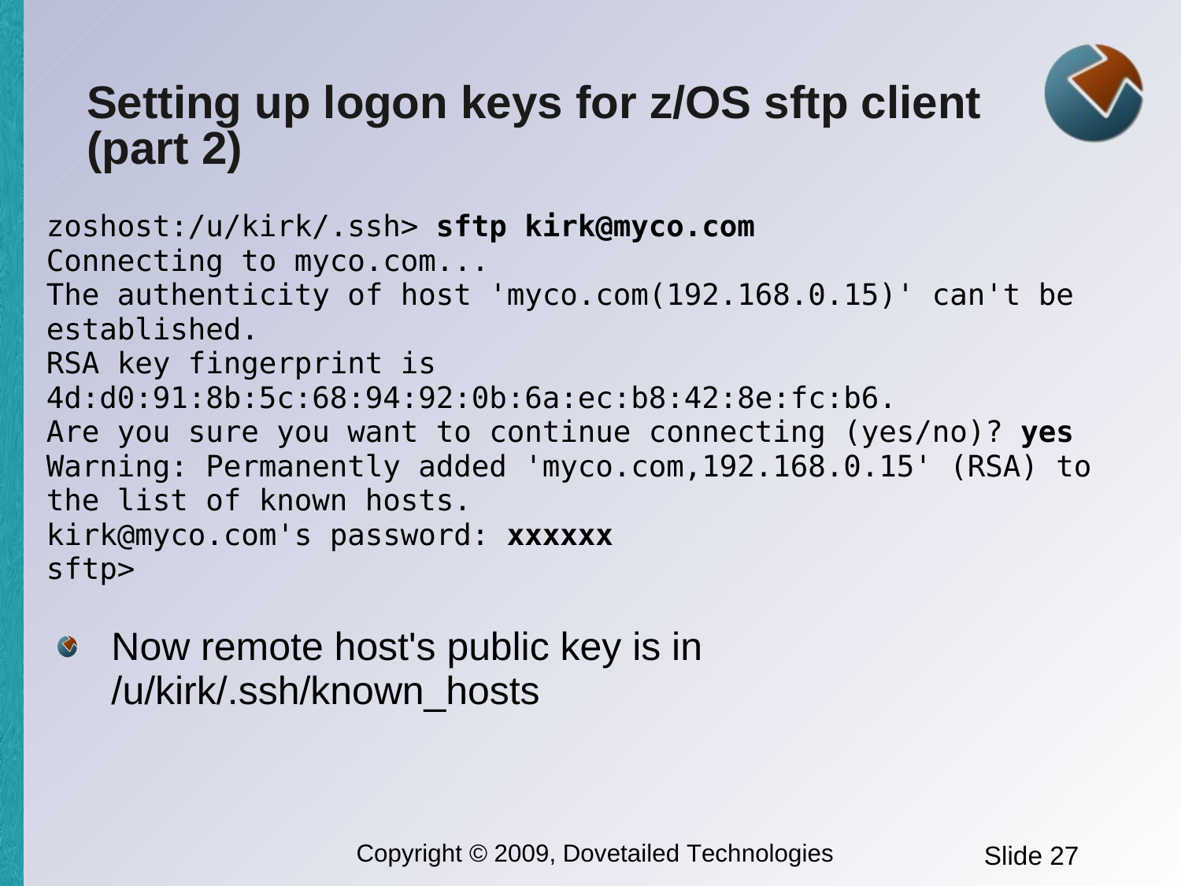# Setting up logon keys for z/OS sftp client (part 2)

```
zoshost:/u/kirk/.ssh> sftp kirk@myco.com
Connecting to myco.com...
The authenticity of host 'myco.com(192.168.0.15)' can't be
established.
RSA key fingerprint is
4d:d0:91:8b:5c:68:94:92:0b:6a:ec:b8:42:8e:fc:b6.
Are you sure you want to continue connecting (yes/no)? yes
Warning: Permanently added 'myco.com,192.168.0.15' (RSA) to
the list of known hosts.
kirk@myco.com's password: xxxxxx
sftp>
```

- Now remote host's public key is in /u/kirk/.ssh/known_hosts

Copyright © 2009, Dovetailed Technologies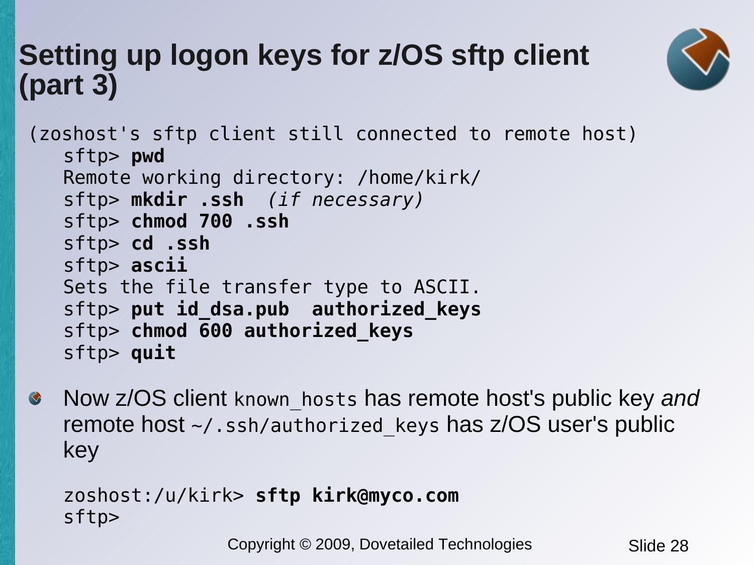# Setting up logon keys for z/OS sftp client (part 3)

```
(zoshost's sftp client still connected to remote host)
   sftp> pwd
   Remote working directory: /home/kirk/
   sftp> mkdir .ssh  (if necessary)
   sftp> chmod 700 .ssh
   sftp> cd .ssh
   sftp> ascii
   Sets the file transfer type to ASCII.
   sftp> put id_dsa.pub  authorized_keys
   sftp> chmod 600 authorized_keys
   sftp> quit
```

- Now z/OS client `known_hosts` has remote host's public key *and* remote host `~/.ssh/authorized_keys` has z/OS user's public key

```
zoshost:/u/kirk> sftp kirk@myco.com
sftp>
```

Copyright © 2009, Dovetailed Technologies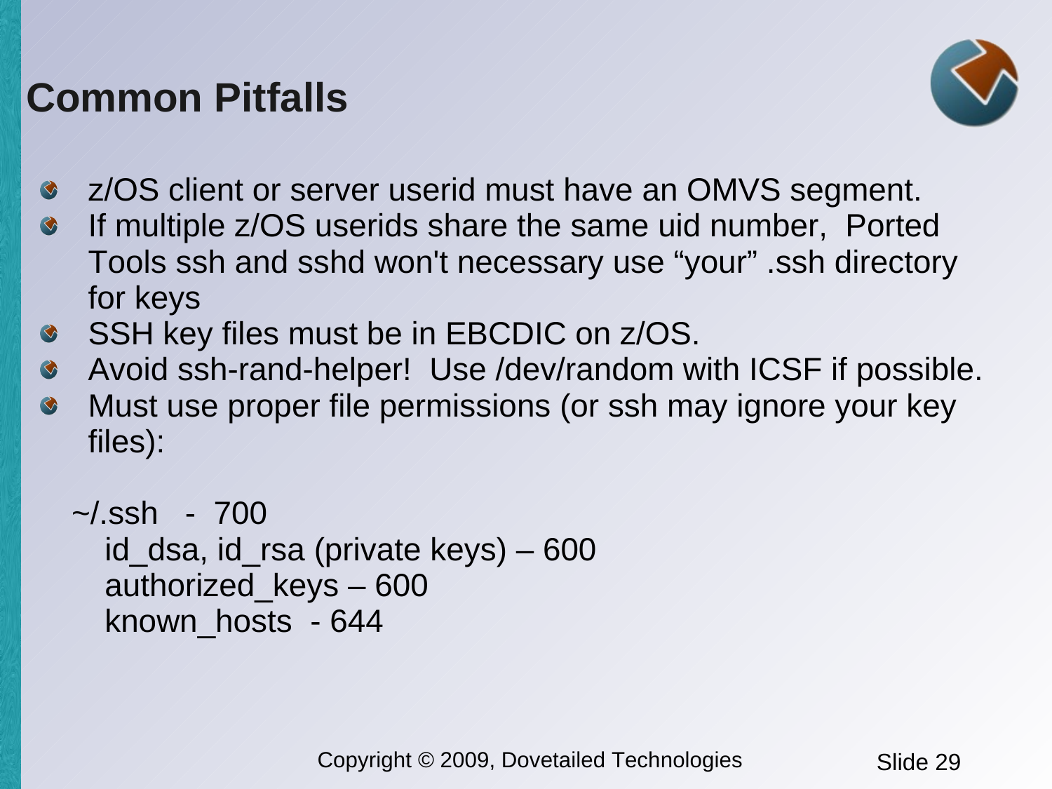# Common Pitfalls

- z/OS client or server userid must have an OMVS segment.
- If multiple z/OS userids share the same uid number, Ported Tools ssh and sshd won't necessary use “your” .ssh directory for keys
- SSH key files must be in EBCDIC on z/OS.
- Avoid ssh-rand-helper! Use /dev/random with ICSF if possible.
- Must use proper file permissions (or ssh may ignore your key files):

```
~/.ssh   -  700
   id_dsa, id_rsa (private keys) – 600
   authorized_keys – 600
   known_hosts  - 644
```

Copyright © 2009, Dovetailed Technologies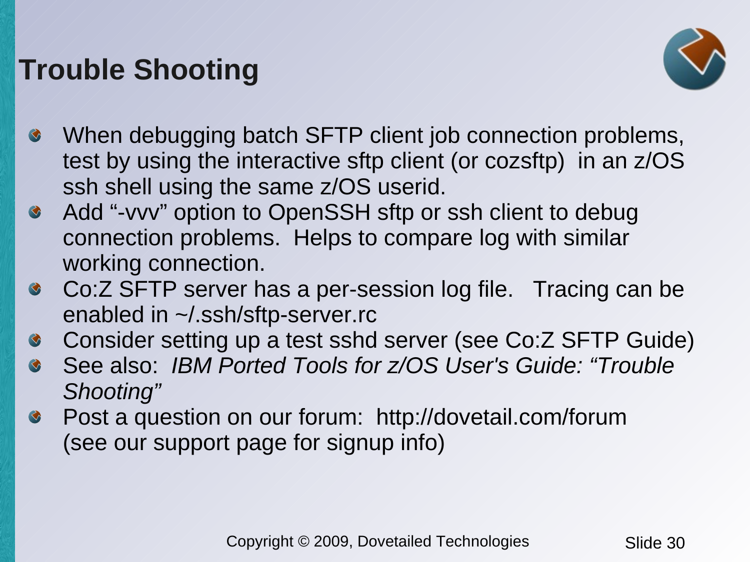# Trouble Shooting

- When debugging batch SFTP client job connection problems, test by using the interactive sftp client (or cozsftp) in an z/OS ssh shell using the same z/OS userid.
- Add "-vvv" option to OpenSSH sftp or ssh client to debug connection problems. Helps to compare log with similar working connection.
- Co:Z SFTP server has a per-session log file. Tracing can be enabled in ~/.ssh/sftp-server.rc
- Consider setting up a test sshd server (see Co:Z SFTP Guide)
- See also: *IBM Ported Tools for z/OS User's Guide: "Trouble Shooting"*
- Post a question on our forum: http://dovetail.com/forum (see our support page for signup info)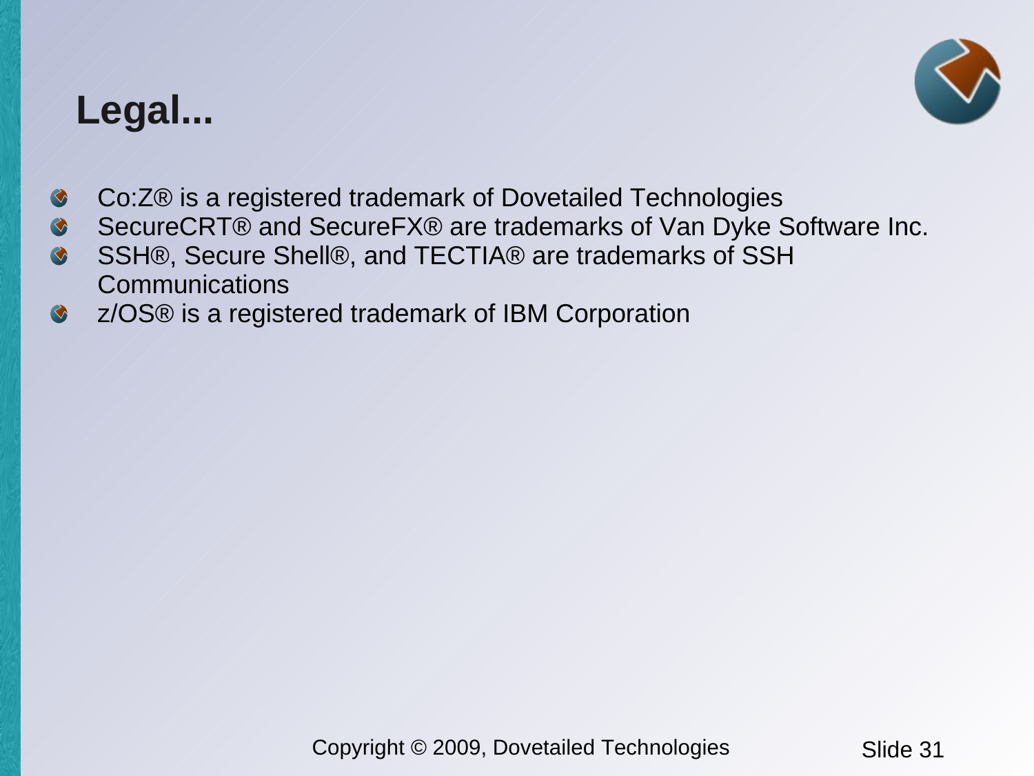# Legal...

- Co:Z® is a registered trademark of Dovetailed Technologies
- SecureCRT® and SecureFX® are trademarks of Van Dyke Software Inc.
- SSH®, Secure Shell®, and TECTIA® are trademarks of SSH Communications
- z/OS® is a registered trademark of IBM Corporation